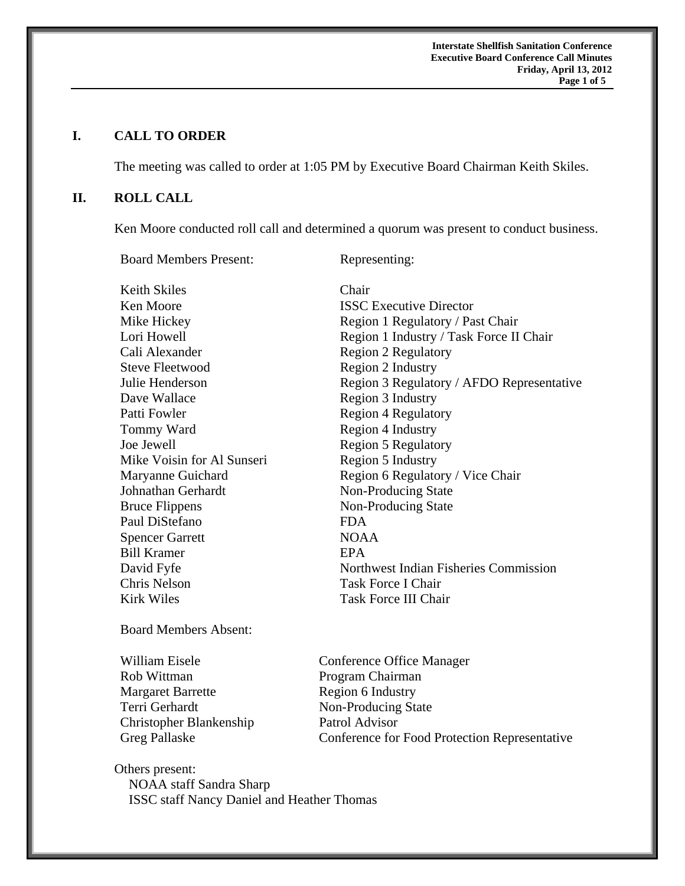## I. CALL TO ORDER

The meeting was called to order at 1:05 PM by Executive Board Chairman Keith Skiles.

## II. ROLL CALL

Ken Moore conducted roll call and determined a quorum was present to conduct business.

| Board Members Present: | Representing: |
|---|---|
| Keith Skiles | Chair |
| Ken Moore | ISSC Executive Director |
| Mike Hickey | Region 1 Regulatory / Past Chair |
| Lori Howell | Region 1 Industry / Task Force II Chair |
| Cali Alexander | Region 2 Regulatory |
| Steve Fleetwood | Region 2 Industry |
| Julie Henderson | Region 3 Regulatory / AFDO Representative |
| Dave Wallace | Region 3 Industry |
| Patti Fowler | Region 4 Regulatory |
| Tommy Ward | Region 4 Industry |
| Joe Jewell | Region 5 Regulatory |
| Mike Voisin for Al Sunseri | Region 5 Industry |
| Maryanne Guichard | Region 6 Regulatory / Vice Chair |
| Johnathan Gerhardt | Non-Producing State |
| Bruce Flippens | Non-Producing State |
| Paul DiStefano | FDA |
| Spencer Garrett | NOAA |
| Bill Kramer | EPA |
| David Fyfe | Northwest Indian Fisheries Commission |
| Chris Nelson | Task Force I Chair |
| Kirk Wiles | Task Force III Chair |

Board Members Absent:

| | |
|---|---|
| William Eisele | Conference Office Manager |
| Rob Wittman | Program Chairman |
| Margaret Barrette | Region 6 Industry |
| Terri Gerhardt | Non-Producing State |
| Christopher Blankenship | Patrol Advisor |
| Greg Pallaske | Conference for Food Protection Representative |

Others present:
- NOAA staff Sandra Sharp
- ISSC staff Nancy Daniel and Heather Thomas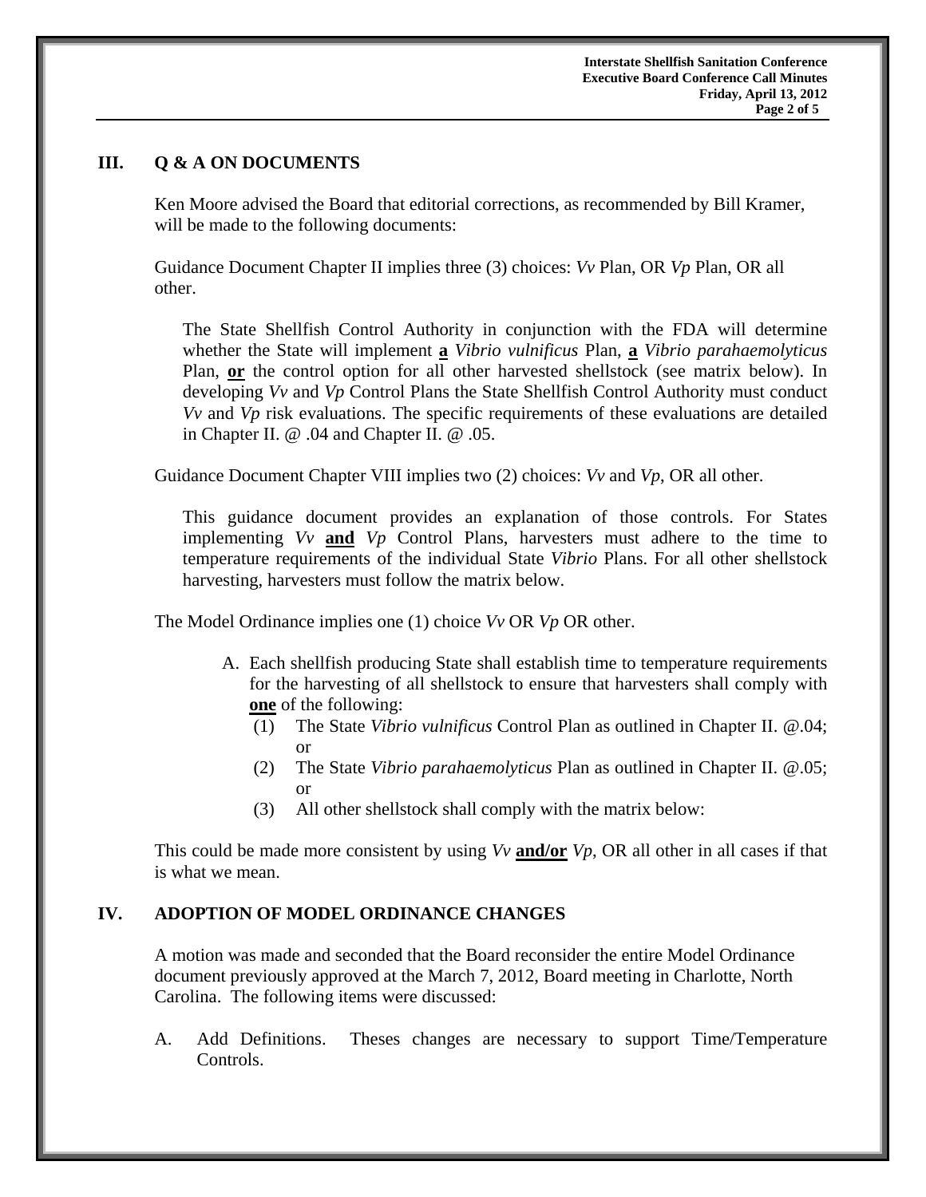## III. Q & A ON DOCUMENTS

Ken Moore advised the Board that editorial corrections, as recommended by Bill Kramer, will be made to the following documents:

Guidance Document Chapter II implies three (3) choices: *Vv* Plan, OR *Vp* Plan, OR all other.

> The State Shellfish Control Authority in conjunction with the FDA will determine whether the State will implement **a** *Vibrio vulnificus* Plan, **a** *Vibrio parahaemolyticus* Plan, **or** the control option for all other harvested shellstock (see matrix below). In developing *Vv* and *Vp* Control Plans the State Shellfish Control Authority must conduct *Vv* and *Vp* risk evaluations. The specific requirements of these evaluations are detailed in Chapter II. @ .04 and Chapter II. @ .05.

Guidance Document Chapter VIII implies two (2) choices: *Vv* and *Vp*, OR all other.

> This guidance document provides an explanation of those controls. For States implementing *Vv* **and** *Vp* Control Plans, harvesters must adhere to the time to temperature requirements of the individual State *Vibrio* Plans. For all other shellstock harvesting, harvesters must follow the matrix below.

The Model Ordinance implies one (1) choice *Vv* OR *Vp* OR other.

> A. Each shellfish producing State shall establish time to temperature requirements for the harvesting of all shellstock to ensure that harvesters shall comply with **one** of the following:
>    (1) The State *Vibrio vulnificus* Control Plan as outlined in Chapter II. @.04; or
>    (2) The State *Vibrio parahaemolyticus* Plan as outlined in Chapter II. @.05; or
>    (3) All other shellstock shall comply with the matrix below:

This could be made more consistent by using *Vv* **and/or** *Vp*, OR all other in all cases if that is what we mean.

## IV. ADOPTION OF MODEL ORDINANCE CHANGES

A motion was made and seconded that the Board reconsider the entire Model Ordinance document previously approved at the March 7, 2012, Board meeting in Charlotte, North Carolina. The following items were discussed:

A. Add Definitions. Theses changes are necessary to support Time/Temperature Controls.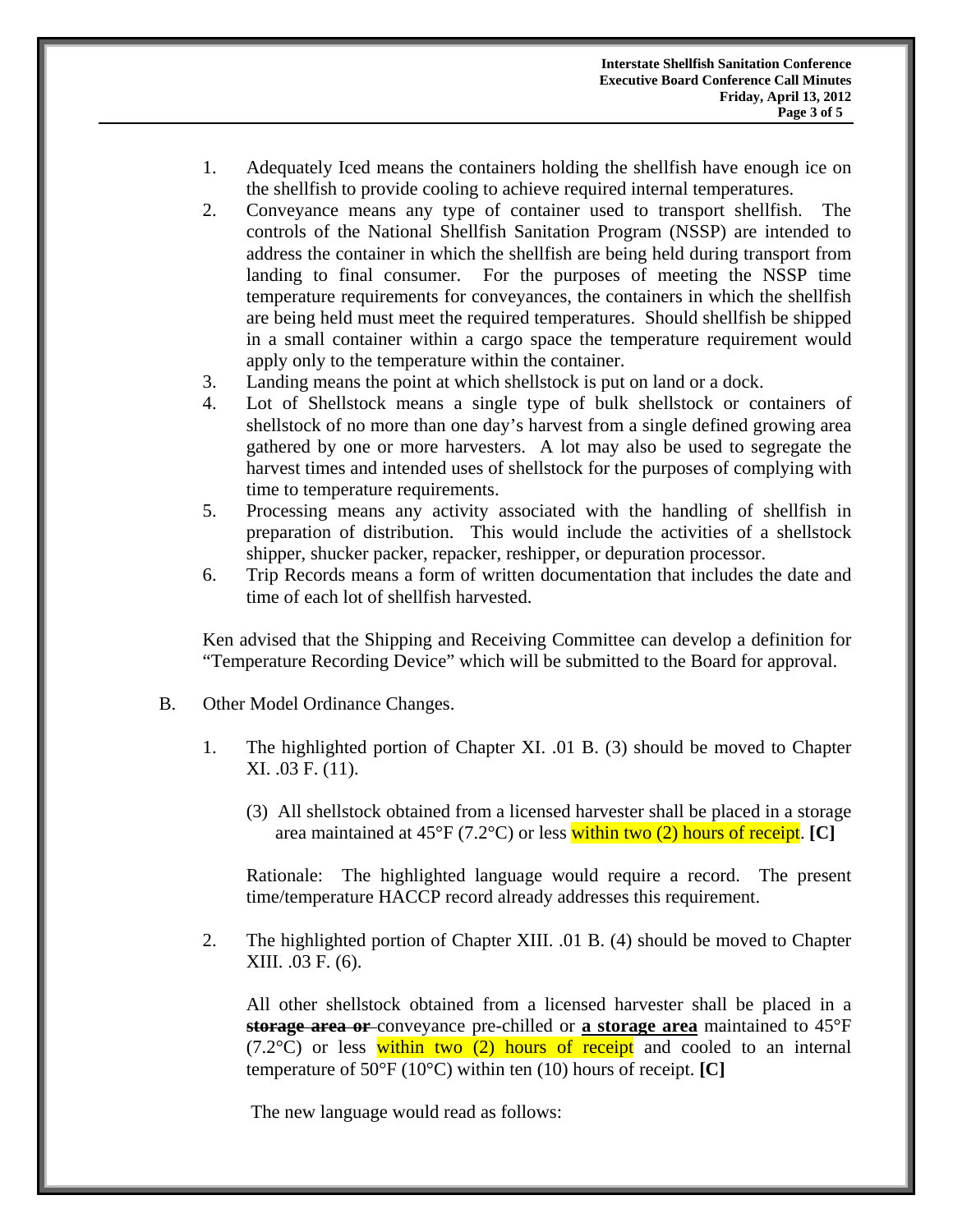1. Adequately Iced means the containers holding the shellfish have enough ice on the shellfish to provide cooling to achieve required internal temperatures.
2. Conveyance means any type of container used to transport shellfish. The controls of the National Shellfish Sanitation Program (NSSP) are intended to address the container in which the shellfish are being held during transport from landing to final consumer. For the purposes of meeting the NSSP time temperature requirements for conveyances, the containers in which the shellfish are being held must meet the required temperatures. Should shellfish be shipped in a small container within a cargo space the temperature requirement would apply only to the temperature within the container.
3. Landing means the point at which shellstock is put on land or a dock.
4. Lot of Shellstock means a single type of bulk shellstock or containers of shellstock of no more than one day's harvest from a single defined growing area gathered by one or more harvesters. A lot may also be used to segregate the harvest times and intended uses of shellstock for the purposes of complying with time to temperature requirements.
5. Processing means any activity associated with the handling of shellfish in preparation of distribution. This would include the activities of a shellstock shipper, shucker packer, repacker, reshipper, or depuration processor.
6. Trip Records means a form of written documentation that includes the date and time of each lot of shellfish harvested.

Ken advised that the Shipping and Receiving Committee can develop a definition for "Temperature Recording Device" which will be submitted to the Board for approval.

B. Other Model Ordinance Changes.

1. The highlighted portion of Chapter XI. .01 B. (3) should be moved to Chapter XI. .03 F. (11).

   (3) All shellstock obtained from a licensed harvester shall be placed in a storage area maintained at 45°F (7.2°C) or less within two (2) hours of receipt. **[C]**

   Rationale: The highlighted language would require a record. The present time/temperature HACCP record already addresses this requirement.

2. The highlighted portion of Chapter XIII. .01 B. (4) should be moved to Chapter XIII. .03 F. (6).

   All other shellstock obtained from a licensed harvester shall be placed in a ~~**storage area or**~~ conveyance pre-chilled or <u>**a storage area**</u> maintained to 45°F (7.2°C) or less within two (2) hours of receipt and cooled to an internal temperature of 50°F (10°C) within ten (10) hours of receipt. **[C]**

   The new language would read as follows: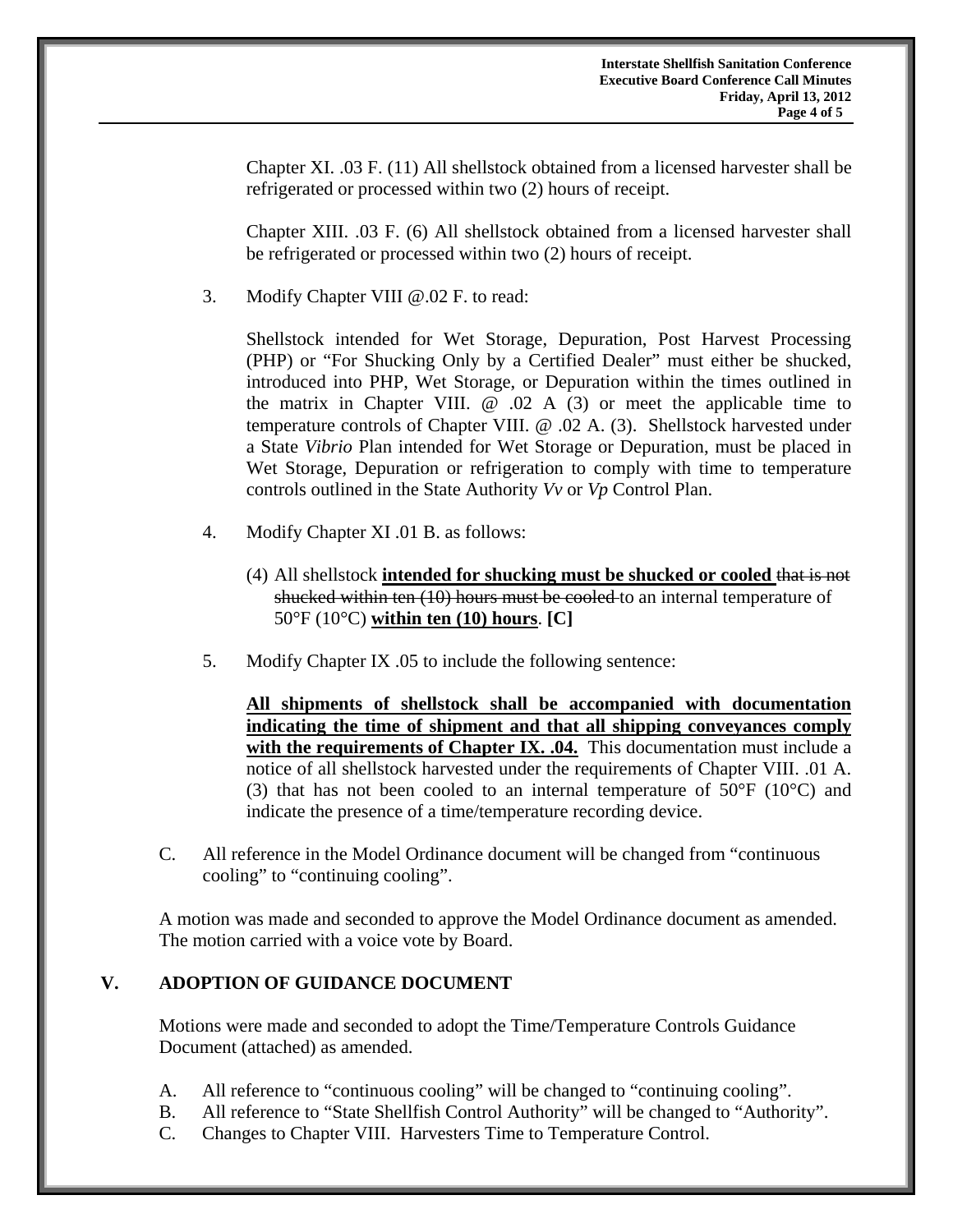Chapter XI. .03 F. (11) All shellstock obtained from a licensed harvester shall be refrigerated or processed within two (2) hours of receipt.

Chapter XIII. .03 F. (6) All shellstock obtained from a licensed harvester shall be refrigerated or processed within two (2) hours of receipt.

3. Modify Chapter VIII @.02 F. to read:

   Shellstock intended for Wet Storage, Depuration, Post Harvest Processing (PHP) or "For Shucking Only by a Certified Dealer" must either be shucked, introduced into PHP, Wet Storage, or Depuration within the times outlined in the matrix in Chapter VIII. @ .02 A (3) or meet the applicable time to temperature controls of Chapter VIII. @ .02 A. (3). Shellstock harvested under a State *Vibrio* Plan intended for Wet Storage or Depuration, must be placed in Wet Storage, Depuration or refrigeration to comply with time to temperature controls outlined in the State Authority *Vv* or *Vp* Control Plan.

4. Modify Chapter XI .01 B. as follows:

   (4) All shellstock **<u>intended for shucking must be shucked or cooled</u>** ~~that is not shucked within ten (10) hours must be cooled~~ to an internal temperature of 50°F (10°C) **<u>within ten (10) hours</u>**. **[C]**

5. Modify Chapter IX .05 to include the following sentence:

   **<u>All shipments of shellstock shall be accompanied with documentation indicating the time of shipment and that all shipping conveyances comply with the requirements of Chapter IX. .04.</u>** This documentation must include a notice of all shellstock harvested under the requirements of Chapter VIII. .01 A. (3) that has not been cooled to an internal temperature of 50°F (10°C) and indicate the presence of a time/temperature recording device.

C. All reference in the Model Ordinance document will be changed from "continuous cooling" to "continuing cooling".

A motion was made and seconded to approve the Model Ordinance document as amended. The motion carried with a voice vote by Board.

## V. ADOPTION OF GUIDANCE DOCUMENT

Motions were made and seconded to adopt the Time/Temperature Controls Guidance Document (attached) as amended.

A. All reference to "continuous cooling" will be changed to "continuing cooling".
B. All reference to "State Shellfish Control Authority" will be changed to "Authority".
C. Changes to Chapter VIII. Harvesters Time to Temperature Control.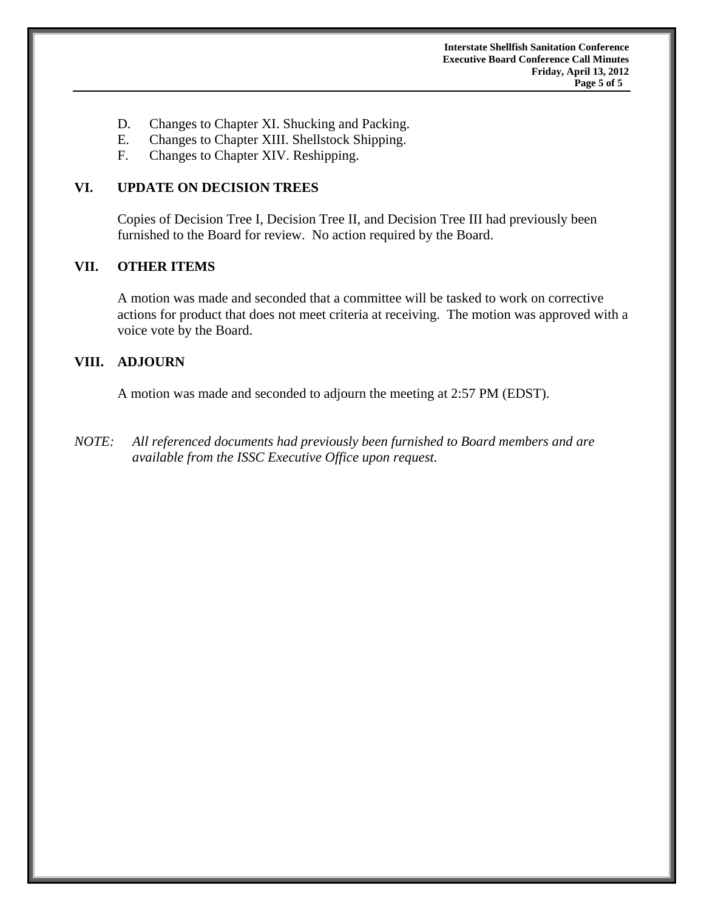D. Changes to Chapter XI. Shucking and Packing.
E. Changes to Chapter XIII. Shellstock Shipping.
F. Changes to Chapter XIV. Reshipping.

## VI. UPDATE ON DECISION TREES

Copies of Decision Tree I, Decision Tree II, and Decision Tree III had previously been furnished to the Board for review. No action required by the Board.

## VII. OTHER ITEMS

A motion was made and seconded that a committee will be tasked to work on corrective actions for product that does not meet criteria at receiving. The motion was approved with a voice vote by the Board.

## VIII. ADJOURN

A motion was made and seconded to adjourn the meeting at 2:57 PM (EDST).

*NOTE: All referenced documents had previously been furnished to Board members and are available from the ISSC Executive Office upon request.*